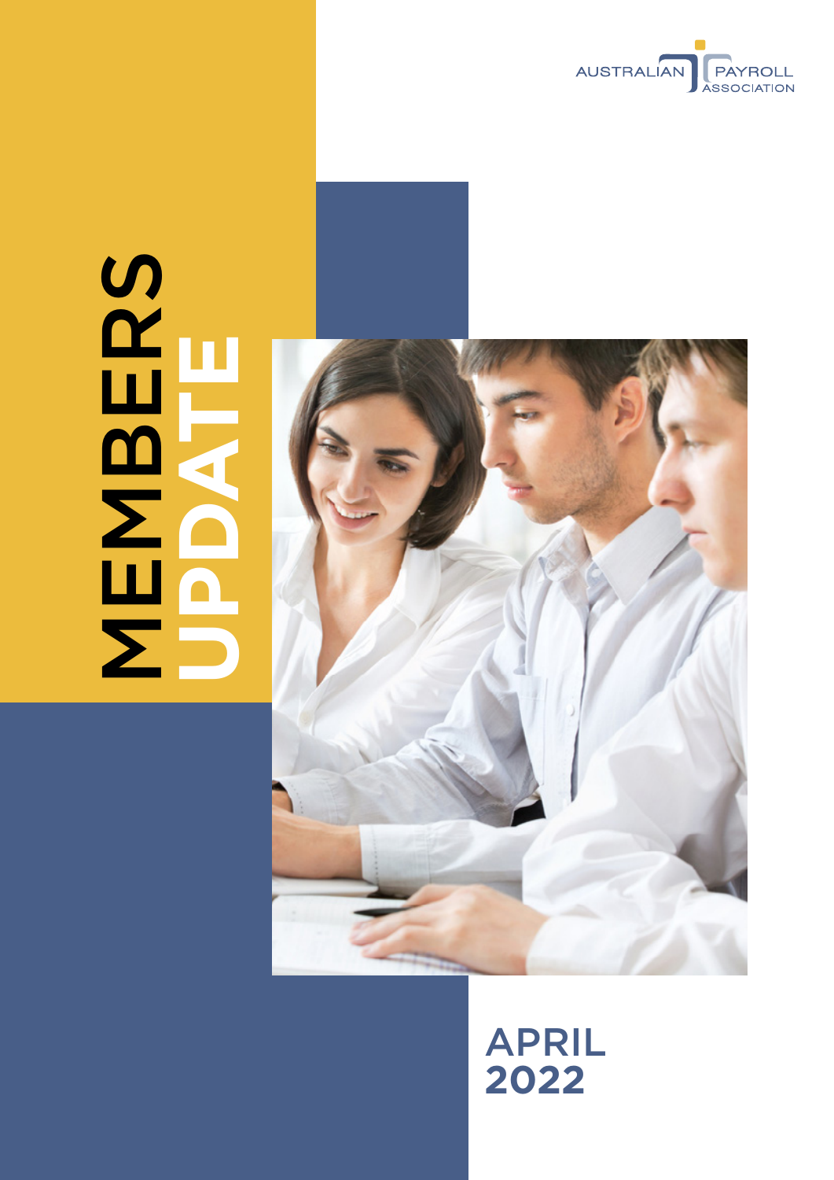AUSTRALIAN PAYROLL ASSOCIATION

# MEMBERS UPDATE

## APRIL 2022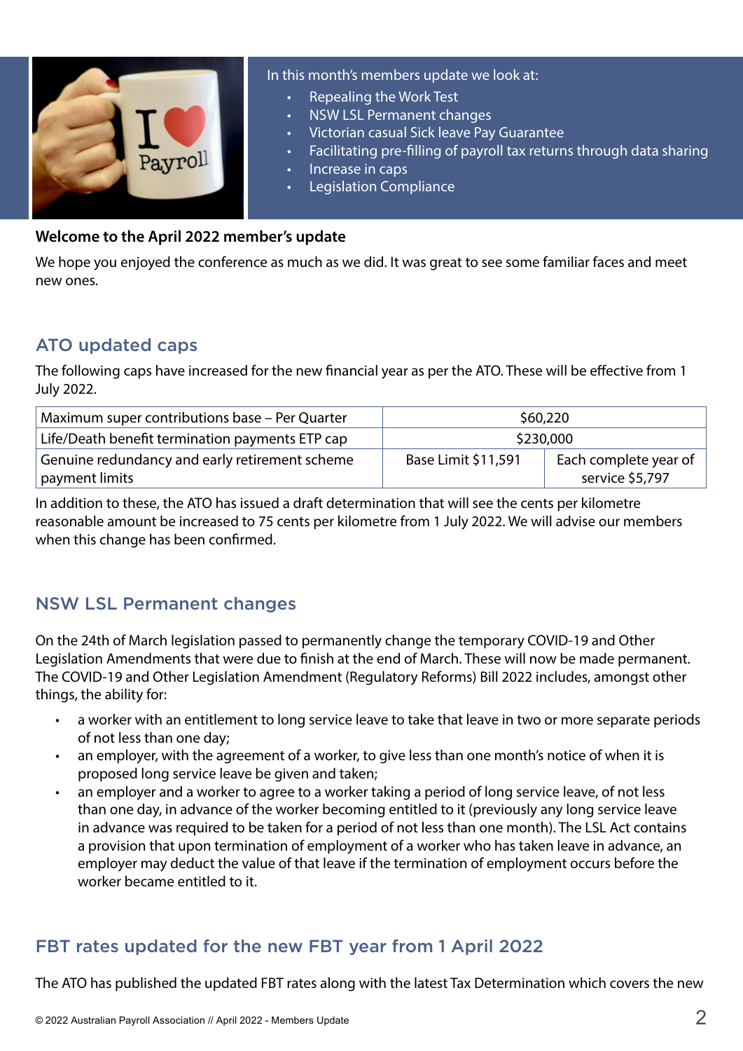In this month's members update we look at:

- Repealing the Work Test
- NSW LSL Permanent changes
- Victorian casual Sick leave Pay Guarantee
- Facilitating pre-filling of payroll tax returns through data sharing
- Increase in caps
- Legislation Compliance

**Welcome to the April 2022 member's update**

We hope you enjoyed the conference as much as we did. It was great to see some familiar faces and meet new ones.

## ATO updated caps

The following caps have increased for the new financial year as per the ATO. These will be effective from 1 July 2022.

| | | |
|---|---|---|
| Maximum super contributions base – Per Quarter | $60,220 | |
| Life/Death benefit termination payments ETP cap | $230,000 | |
| Genuine redundancy and early retirement scheme payment limits | Base Limit $11,591 | Each complete year of service $5,797 |

In addition to these, the ATO has issued a draft determination that will see the cents per kilometre reasonable amount be increased to 75 cents per kilometre from 1 July 2022. We will advise our members when this change has been confirmed.

## NSW LSL Permanent changes

On the 24th of March legislation passed to permanently change the temporary COVID-19 and Other Legislation Amendments that were due to finish at the end of March. These will now be made permanent. The COVID-19 and Other Legislation Amendment (Regulatory Reforms) Bill 2022 includes, amongst other things, the ability for:

- a worker with an entitlement to long service leave to take that leave in two or more separate periods of not less than one day;
- an employer, with the agreement of a worker, to give less than one month's notice of when it is proposed long service leave be given and taken;
- an employer and a worker to agree to a worker taking a period of long service leave, of not less than one day, in advance of the worker becoming entitled to it (previously any long service leave in advance was required to be taken for a period of not less than one month). The LSL Act contains a provision that upon termination of employment of a worker who has taken leave in advance, an employer may deduct the value of that leave if the termination of employment occurs before the worker became entitled to it.

## FBT rates updated for the new FBT year from 1 April 2022

The ATO has published the updated FBT rates along with the latest Tax Determination which covers the new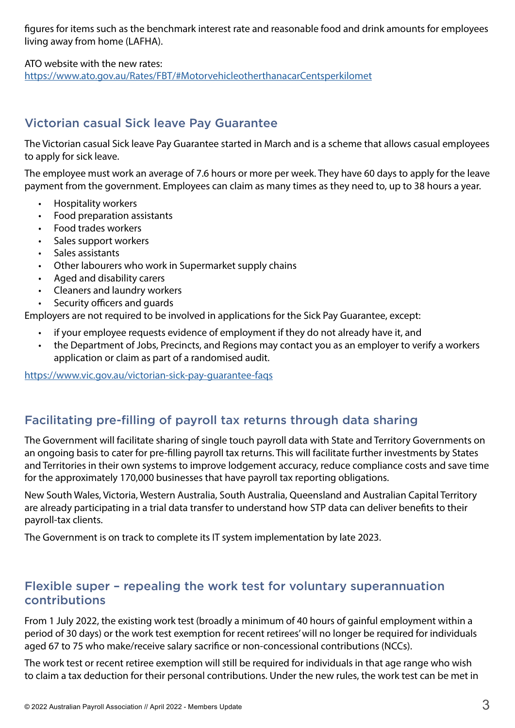figures for items such as the benchmark interest rate and reasonable food and drink amounts for employees living away from home (LAFHA).

ATO website with the new rates:
https://www.ato.gov.au/Rates/FBT/#MotorvehicleotherthanacarCentsperkilomet

## Victorian casual Sick leave Pay Guarantee

The Victorian casual Sick leave Pay Guarantee started in March and is a scheme that allows casual employees to apply for sick leave.

The employee must work an average of 7.6 hours or more per week. They have 60 days to apply for the leave payment from the government. Employees can claim as many times as they need to, up to 38 hours a year.

- Hospitality workers
- Food preparation assistants
- Food trades workers
- Sales support workers
- Sales assistants
- Other labourers who work in Supermarket supply chains
- Aged and disability carers
- Cleaners and laundry workers
- Security officers and guards

Employers are not required to be involved in applications for the Sick Pay Guarantee, except:

- if your employee requests evidence of employment if they do not already have it, and
- the Department of Jobs, Precincts, and Regions may contact you as an employer to verify a workers application or claim as part of a randomised audit.

https://www.vic.gov.au/victorian-sick-pay-guarantee-faqs

## Facilitating pre-filling of payroll tax returns through data sharing

The Government will facilitate sharing of single touch payroll data with State and Territory Governments on an ongoing basis to cater for pre-filling payroll tax returns. This will facilitate further investments by States and Territories in their own systems to improve lodgement accuracy, reduce compliance costs and save time for the approximately 170,000 businesses that have payroll tax reporting obligations.

New South Wales, Victoria, Western Australia, South Australia, Queensland and Australian Capital Territory are already participating in a trial data transfer to understand how STP data can deliver benefits to their payroll-tax clients.

The Government is on track to complete its IT system implementation by late 2023.

## Flexible super – repealing the work test for voluntary superannuation contributions

From 1 July 2022, the existing work test (broadly a minimum of 40 hours of gainful employment within a period of 30 days) or the work test exemption for recent retirees' will no longer be required for individuals aged 67 to 75 who make/receive salary sacrifice or non-concessional contributions (NCCs).

The work test or recent retiree exemption will still be required for individuals in that age range who wish to claim a tax deduction for their personal contributions. Under the new rules, the work test can be met in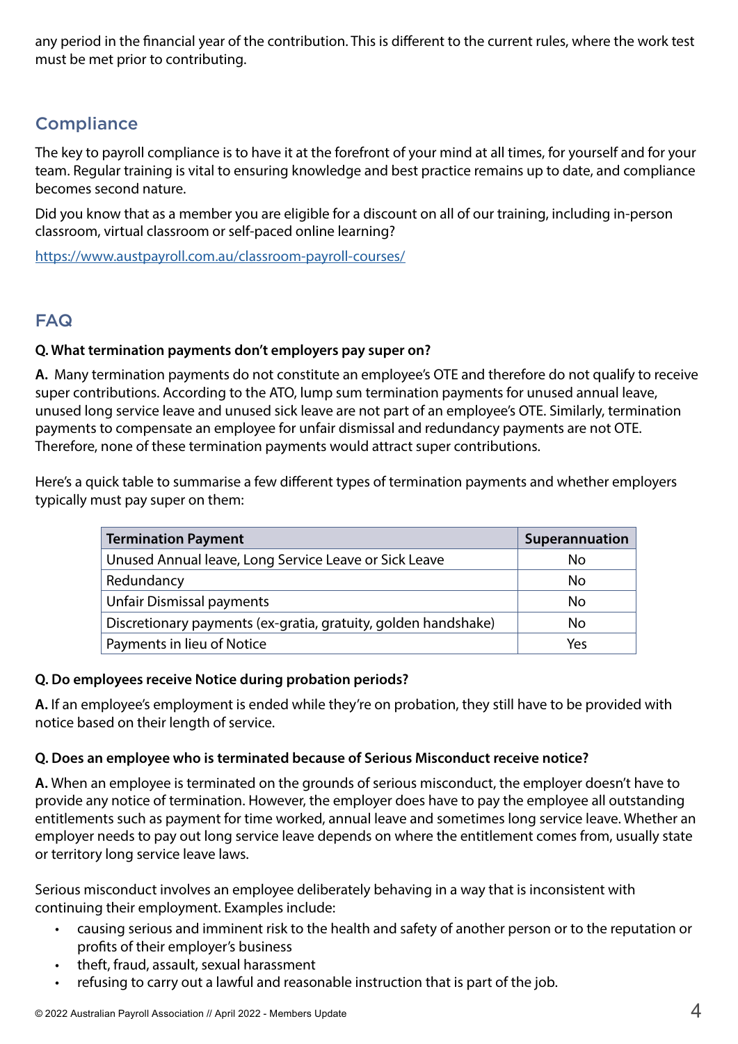any period in the financial year of the contribution. This is different to the current rules, where the work test must be met prior to contributing.

## Compliance

The key to payroll compliance is to have it at the forefront of your mind at all times, for yourself and for your team. Regular training is vital to ensuring knowledge and best practice remains up to date, and compliance becomes second nature.

Did you know that as a member you are eligible for a discount on all of our training, including in-person classroom, virtual classroom or self-paced online learning?

https://www.austpayroll.com.au/classroom-payroll-courses/

## FAQ

**Q. What termination payments don't employers pay super on?**

**A.** Many termination payments do not constitute an employee's OTE and therefore do not qualify to receive super contributions. According to the ATO, lump sum termination payments for unused annual leave, unused long service leave and unused sick leave are not part of an employee's OTE. Similarly, termination payments to compensate an employee for unfair dismissal and redundancy payments are not OTE. Therefore, none of these termination payments would attract super contributions.

Here's a quick table to summarise a few different types of termination payments and whether employers typically must pay super on them:

| Termination Payment | Superannuation |
|---|---|
| Unused Annual leave, Long Service Leave or Sick Leave | No |
| Redundancy | No |
| Unfair Dismissal payments | No |
| Discretionary payments (ex-gratia, gratuity, golden handshake) | No |
| Payments in lieu of Notice | Yes |

**Q. Do employees receive Notice during probation periods?**

**A.** If an employee's employment is ended while they're on probation, they still have to be provided with notice based on their length of service.

**Q. Does an employee who is terminated because of Serious Misconduct receive notice?**

**A.** When an employee is terminated on the grounds of serious misconduct, the employer doesn't have to provide any notice of termination. However, the employer does have to pay the employee all outstanding entitlements such as payment for time worked, annual leave and sometimes long service leave. Whether an employer needs to pay out long service leave depends on where the entitlement comes from, usually state or territory long service leave laws.

Serious misconduct involves an employee deliberately behaving in a way that is inconsistent with continuing their employment. Examples include:

- causing serious and imminent risk to the health and safety of another person or to the reputation or profits of their employer's business
- theft, fraud, assault, sexual harassment
- refusing to carry out a lawful and reasonable instruction that is part of the job.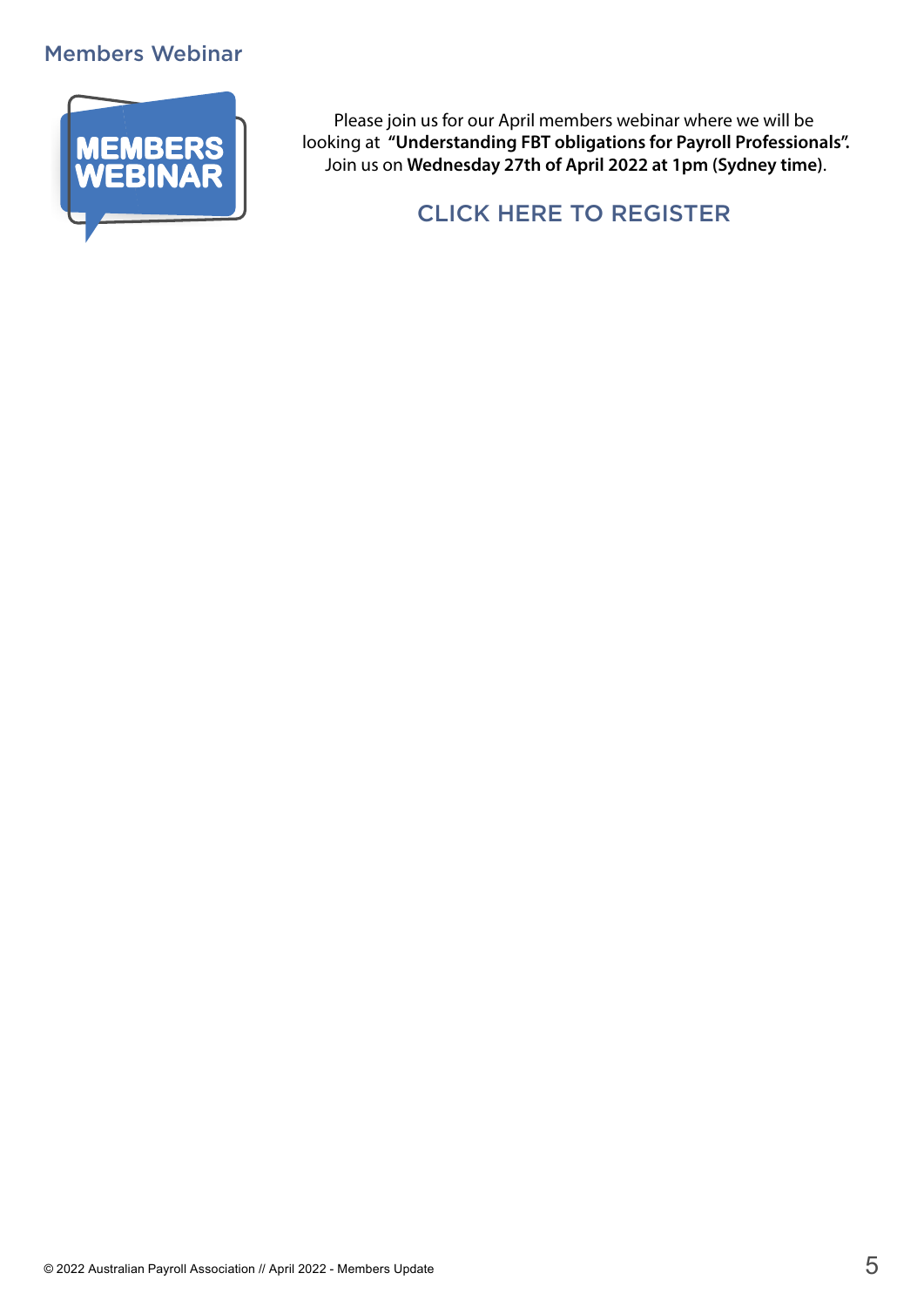## Members Webinar

MEMBERS WEBINAR

Please join us for our April members webinar where we will be looking at **"Understanding FBT obligations for Payroll Professionals".** Join us on **Wednesday 27th of April 2022 at 1pm (Sydney time)**.

CLICK HERE TO REGISTER